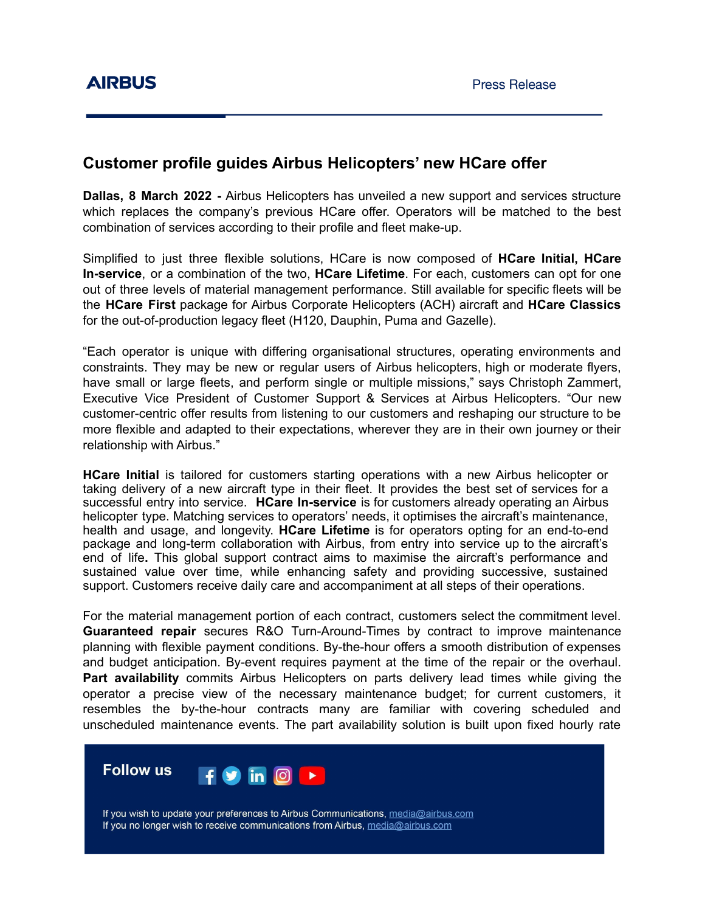# Customer profile guides Airbus Helicopters' new HCare offer

**Dallas, 8 March 2022 -** Airbus Helicopters has unveiled a new support and services structure which replaces the company's previous HCare offer. Operators will be matched to the best combination of services according to their profile and fleet make-up.

Simplified to just three flexible solutions, HCare is now composed of **HCare Initial, HCare In-service**, or a combination of the two, **HCare Lifetime**. For each, customers can opt for one out of three levels of material management performance. Still available for specific fleets will be the **HCare First** package for Airbus Corporate Helicopters (ACH) aircraft and **HCare Classics** for the out-of-production legacy fleet (H120, Dauphin, Puma and Gazelle).

"Each operator is unique with differing organisational structures, operating environments and constraints. They may be new or regular users of Airbus helicopters, high or moderate flyers, have small or large fleets, and perform single or multiple missions," says Christoph Zammert, Executive Vice President of Customer Support & Services at Airbus Helicopters. "Our new customer-centric offer results from listening to our customers and reshaping our structure to be more flexible and adapted to their expectations, wherever they are in their own journey or their relationship with Airbus."

**HCare Initial** is tailored for customers starting operations with a new Airbus helicopter or taking delivery of a new aircraft type in their fleet. It provides the best set of services for a successful entry into service. **HCare In-service** is for customers already operating an Airbus helicopter type. Matching services to operators' needs, it optimises the aircraft's maintenance, health and usage, and longevity. **HCare Lifetime** is for operators opting for an end-to-end package and long-term collaboration with Airbus, from entry into service up to the aircraft's end of life**.** This global support contract aims to maximise the aircraft's performance and sustained value over time, while enhancing safety and providing successive, sustained support. Customers receive daily care and accompaniment at all steps of their operations.

For the material management portion of each contract, customers select the commitment level. **Guaranteed repair** secures R&O Turn-Around-Times by contract to improve maintenance planning with flexible payment conditions. By-the-hour offers a smooth distribution of expenses and budget anticipation. By-event requires payment at the time of the repair or the overhaul. **Part availability** commits Airbus Helicopters on parts delivery lead times while giving the operator a precise view of the necessary maintenance budget; for current customers, it resembles the by-the-hour contracts many are familiar with covering scheduled and unscheduled maintenance events. The part availability solution is built upon fixed hourly rate

**Follow us**

If you wish to update your preferences to Airbus Communications, media@airbus.com
If you no longer wish to receive communications from Airbus, media@airbus.com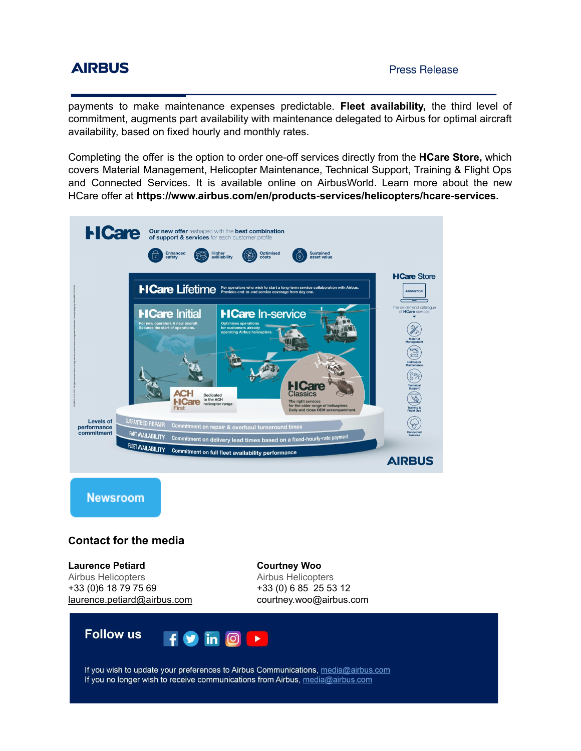payments to make maintenance expenses predictable. **Fleet availability,** the third level of commitment, augments part availability with maintenance delegated to Airbus for optimal aircraft availability, based on fixed hourly and monthly rates.

Completing the offer is the option to order one-off services directly from the **HCare Store,** which covers Material Management, Helicopter Maintenance, Technical Support, Training & Flight Ops and Connected Services. It is available online on AirbusWorld. Learn more about the new HCare offer at **https://www.airbus.com/en/products-services/helicopters/hcare-services.**

Newsroom

## Contact for the media

**Laurence Petiard**
Airbus Helicopters
+33 (0)6 18 79 75 69
laurence.petiard@airbus.com

**Courtney Woo**
Airbus Helicopters
+33 (0) 6 85 25 53 12
courtney.woo@airbus.com

**Follow us**

If you wish to update your preferences to Airbus Communications, media@airbus.com
If you no longer wish to receive communications from Airbus, media@airbus.com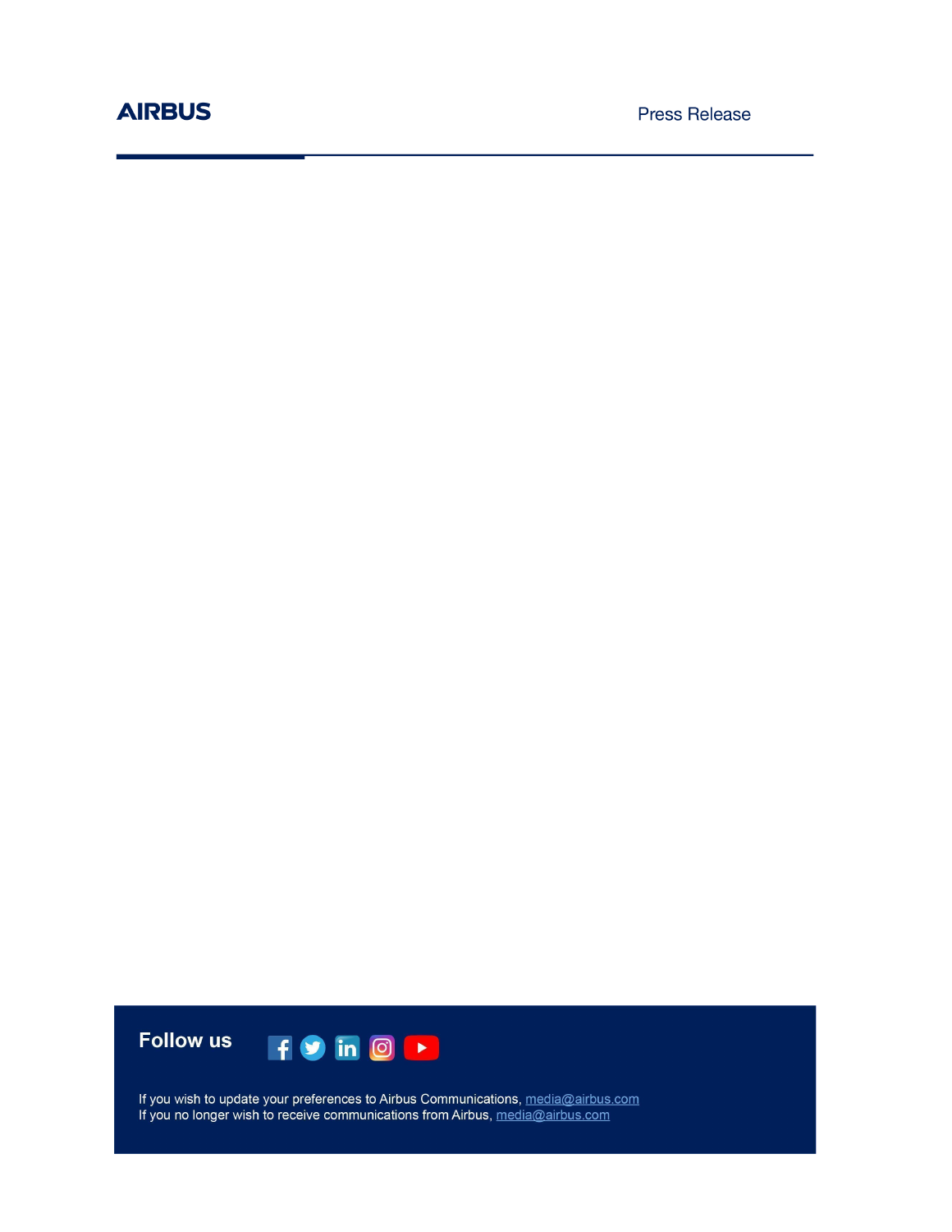**Follow us**

If you wish to update your preferences to Airbus Communications, media@airbus.com
If you no longer wish to receive communications from Airbus, media@airbus.com